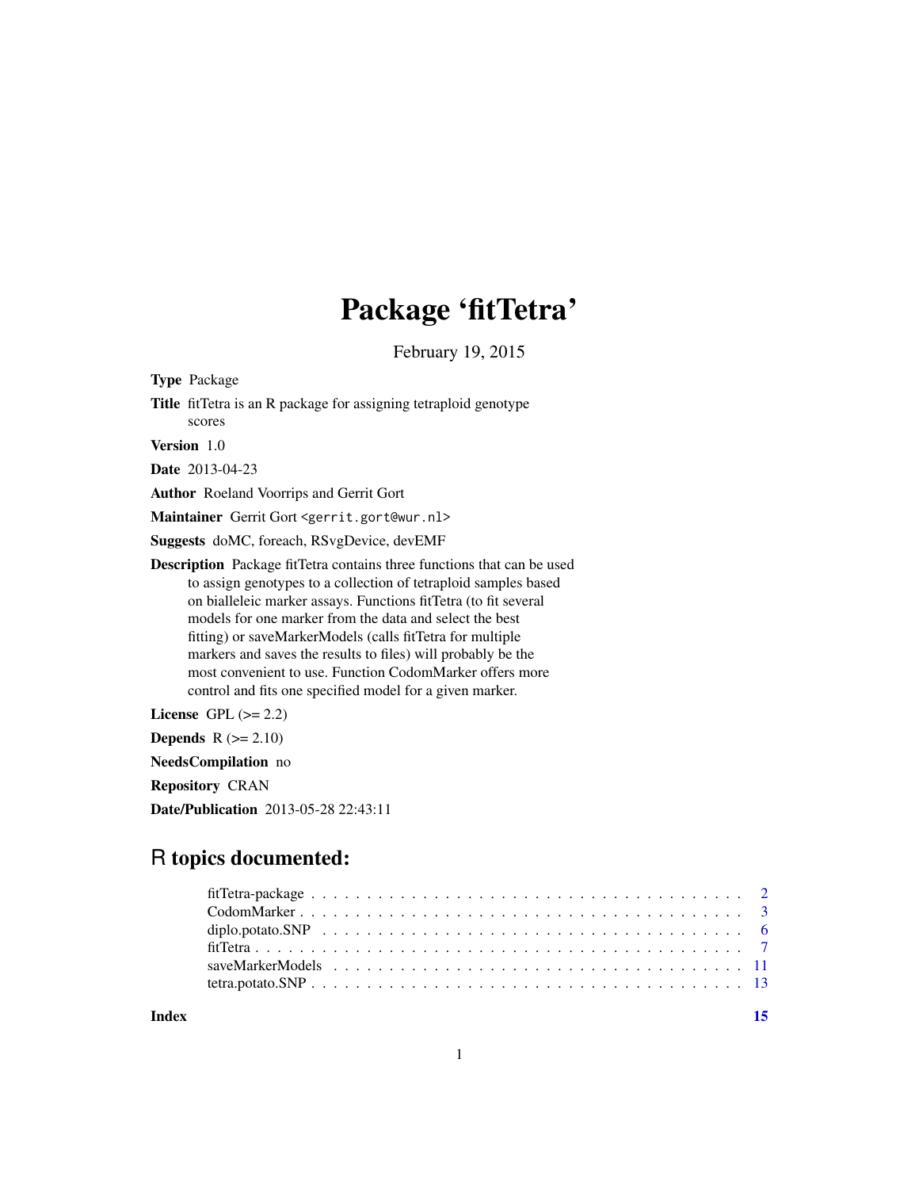# Package 'fitTetra'

February 19, 2015

**Type** Package

**Title** fitTetra is an R package for assigning tetraploid genotype scores

**Version** 1.0

**Date** 2013-04-23

**Author** Roeland Voorrips and Gerrit Gort

**Maintainer** Gerrit Gort <gerrit.gort@wur.nl>

**Suggests** doMC, foreach, RSvgDevice, devEMF

**Description** Package fitTetra contains three functions that can be used to assign genotypes to a collection of tetraploid samples based on bialleleic marker assays. Functions fitTetra (to fit several models for one marker from the data and select the best fitting) or saveMarkerModels (calls fitTetra for multiple markers and saves the results to files) will probably be the most convenient to use. Function CodomMarker offers more control and fits one specified model for a given marker.

**License** GPL (>= 2.2)

**Depends** R (>= 2.10)

**NeedsCompilation** no

**Repository** CRAN

**Date/Publication** 2013-05-28 22:43:11

## R topics documented:

| | |
|---|---|
| fitTetra-package | 2 |
| CodomMarker | 3 |
| diplo.potato.SNP | 6 |
| fitTetra | 7 |
| saveMarkerModels | 11 |
| tetra.potato.SNP | 13 |
| **Index** | **15** |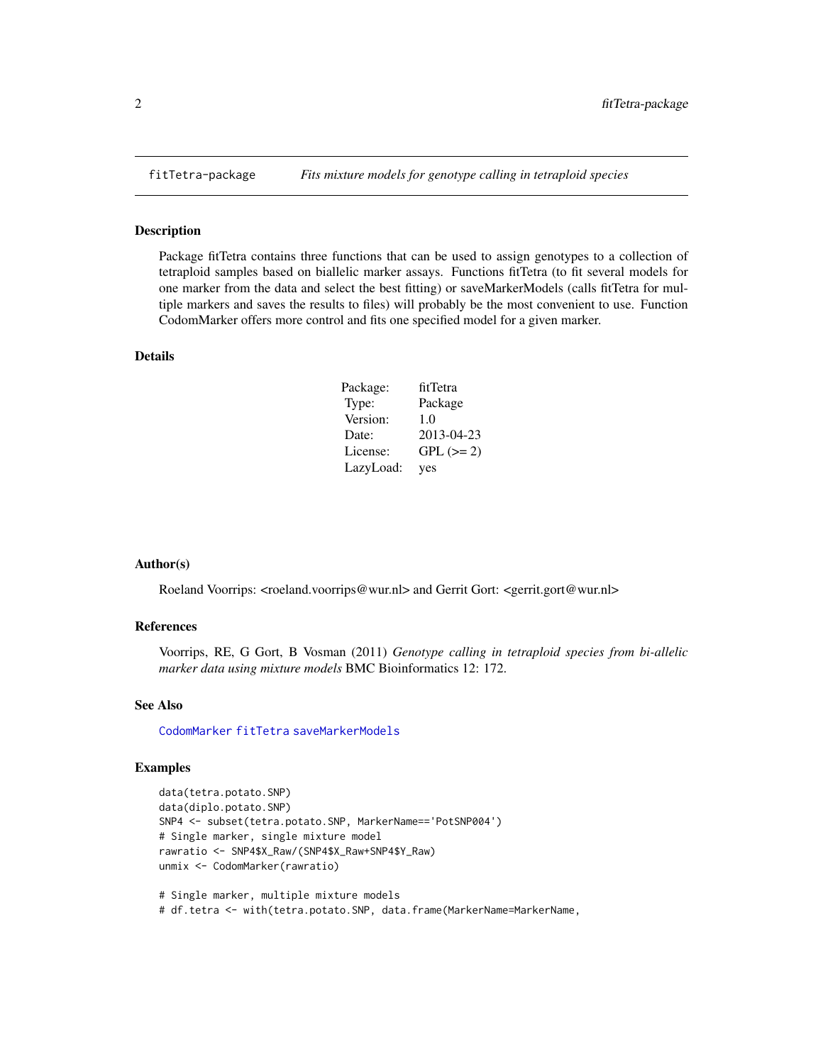`fitTetra-package` *Fits mixture models for genotype calling in tetraploid species*

### Description

Package fitTetra contains three functions that can be used to assign genotypes to a collection of tetraploid samples based on biallelic marker assays. Functions fitTetra (to fit several models for one marker from the data and select the best fitting) or saveMarkerModels (calls fitTetra for multiple markers and saves the results to files) will probably be the most convenient to use. Function CodomMarker offers more control and fits one specified model for a given marker.

### Details

| | |
|---|---|
| Package: | fitTetra |
| Type: | Package |
| Version: | 1.0 |
| Date: | 2013-04-23 |
| License: | GPL (>= 2) |
| LazyLoad: | yes |

### Author(s)

Roeland Voorrips: <roeland.voorrips@wur.nl> and Gerrit Gort: <gerrit.gort@wur.nl>

### References

Voorrips, RE, G Gort, B Vosman (2011) *Genotype calling in tetraploid species from bi-allelic marker data using mixture models* BMC Bioinformatics 12: 172.

### See Also

`CodomMarker` `fitTetra` `saveMarkerModels`

### Examples

```
data(tetra.potato.SNP)
data(diplo.potato.SNP)
SNP4 <- subset(tetra.potato.SNP, MarkerName=='PotSNP004')
# Single marker, single mixture model
rawratio <- SNP4$X_Raw/(SNP4$X_Raw+SNP4$Y_Raw)
unmix <- CodomMarker(rawratio)

# Single marker, multiple mixture models
# df.tetra <- with(tetra.potato.SNP, data.frame(MarkerName=MarkerName,
```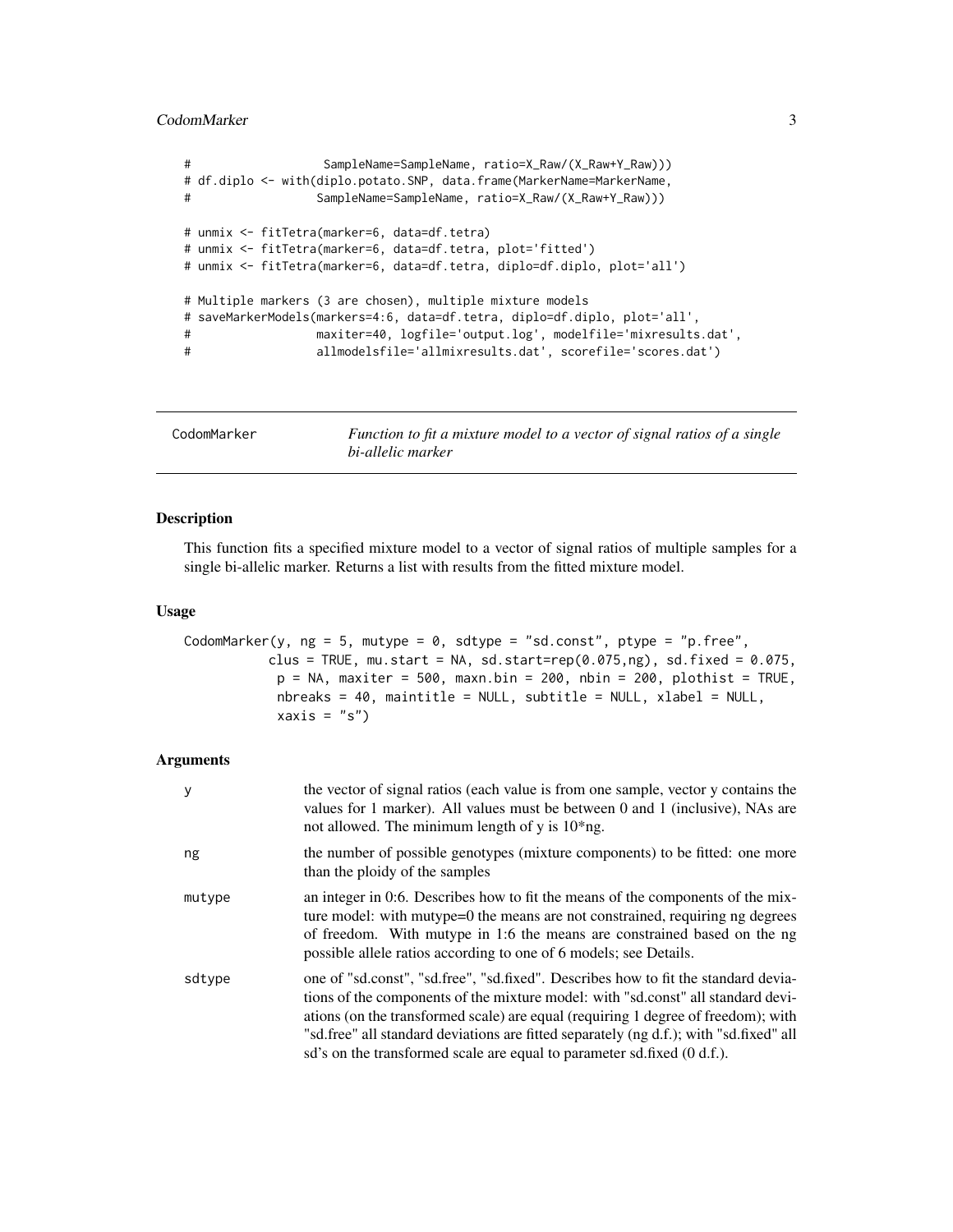```
#                   SampleName=SampleName, ratio=X_Raw/(X_Raw+Y_Raw)))
# df.diplo <- with(diplo.potato.SNP, data.frame(MarkerName=MarkerName,
#                  SampleName=SampleName, ratio=X_Raw/(X_Raw+Y_Raw)))

# unmix <- fitTetra(marker=6, data=df.tetra)
# unmix <- fitTetra(marker=6, data=df.tetra, plot='fitted')
# unmix <- fitTetra(marker=6, data=df.tetra, diplo=df.diplo, plot='all')

# Multiple markers (3 are chosen), multiple mixture models
# saveMarkerModels(markers=4:6, data=df.tetra, diplo=df.diplo, plot='all',
#                  maxiter=40, logfile='output.log', modelfile='mixresults.dat',
#                  allmodelsfile='allmixresults.dat', scorefile='scores.dat')
```

## CodomMarker — *Function to fit a mixture model to a vector of signal ratios of a single bi-allelic marker*

### Description

This function fits a specified mixture model to a vector of signal ratios of multiple samples for a single bi-allelic marker. Returns a list with results from the fitted mixture model.

### Usage

```
CodomMarker(y, ng = 5, mutype = 0, sdtype = "sd.const", ptype = "p.free",
           clus = TRUE, mu.start = NA, sd.start=rep(0.075,ng), sd.fixed = 0.075,
            p = NA, maxiter = 500, maxn.bin = 200, nbin = 200, plothist = TRUE,
            nbreaks = 40, maintitle = NULL, subtitle = NULL, xlabel = NULL,
            xaxis = "s")
```

### Arguments

| | |
|---|---|
| y | the vector of signal ratios (each value is from one sample, vector y contains the values for 1 marker). All values must be between 0 and 1 (inclusive), NAs are not allowed. The minimum length of y is 10*ng. |
| ng | the number of possible genotypes (mixture components) to be fitted: one more than the ploidy of the samples |
| mutype | an integer in 0:6. Describes how to fit the means of the components of the mixture model: with mutype=0 the means are not constrained, requiring ng degrees of freedom. With mutype in 1:6 the means are constrained based on the ng possible allele ratios according to one of 6 models; see Details. |
| sdtype | one of "sd.const", "sd.free", "sd.fixed". Describes how to fit the standard deviations of the components of the mixture model: with "sd.const" all standard deviations (on the transformed scale) are equal (requiring 1 degree of freedom); with "sd.free" all standard deviations are fitted separately (ng d.f.); with "sd.fixed" all sd's on the transformed scale are equal to parameter sd.fixed (0 d.f.). |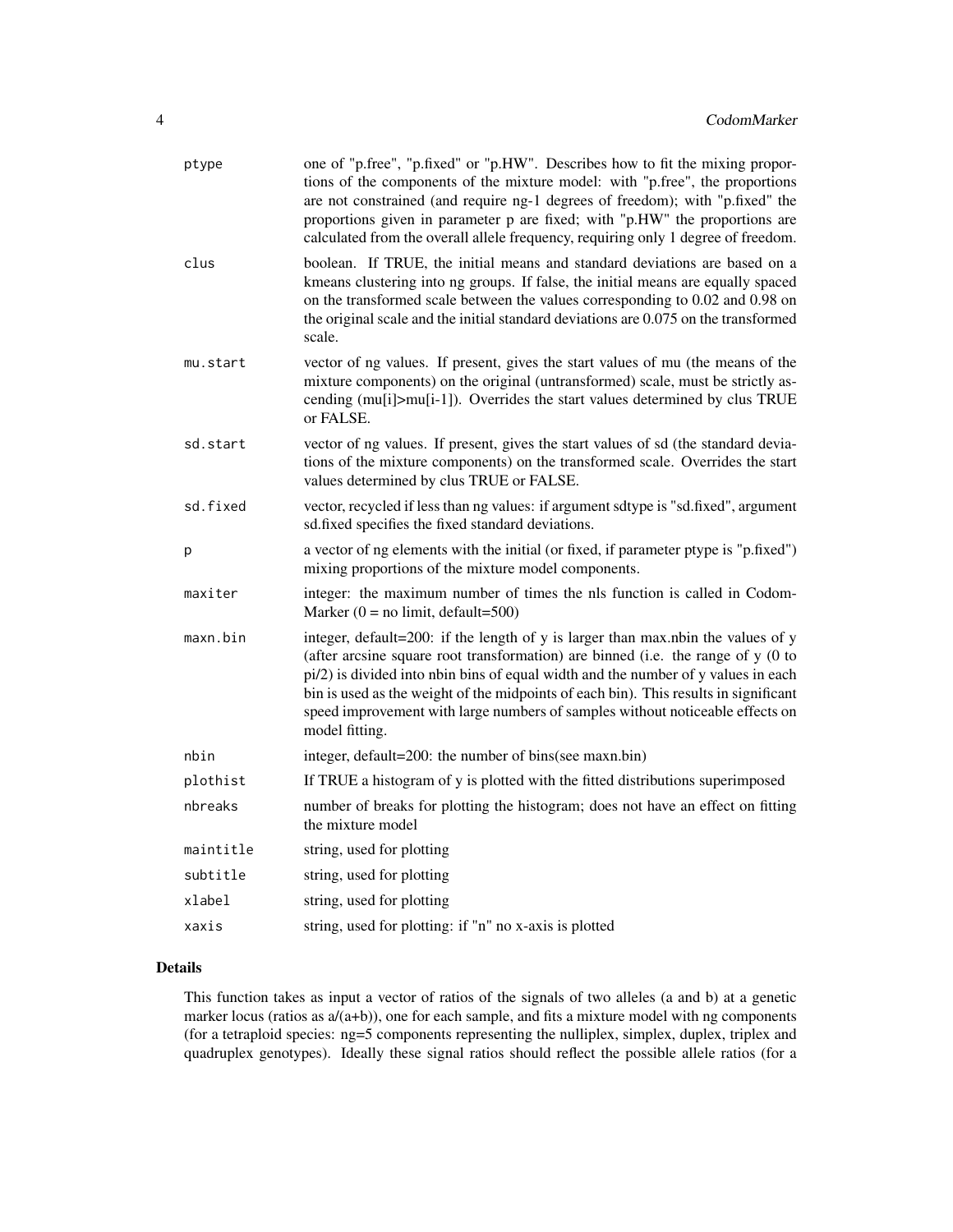| | |
|---|---|
| ptype | one of "p.free", "p.fixed" or "p.HW". Describes how to fit the mixing proportions of the components of the mixture model: with "p.free", the proportions are not constrained (and require ng-1 degrees of freedom); with "p.fixed" the proportions given in parameter p are fixed; with "p.HW" the proportions are calculated from the overall allele frequency, requiring only 1 degree of freedom. |
| clus | boolean. If TRUE, the initial means and standard deviations are based on a kmeans clustering into ng groups. If false, the initial means are equally spaced on the transformed scale between the values corresponding to 0.02 and 0.98 on the original scale and the initial standard deviations are 0.075 on the transformed scale. |
| mu.start | vector of ng values. If present, gives the start values of mu (the means of the mixture components) on the original (untransformed) scale, must be strictly ascending (mu[i]>mu[i-1]). Overrides the start values determined by clus TRUE or FALSE. |
| sd.start | vector of ng values. If present, gives the start values of sd (the standard deviations of the mixture components) on the transformed scale. Overrides the start values determined by clus TRUE or FALSE. |
| sd.fixed | vector, recycled if less than ng values: if argument sdtype is "sd.fixed", argument sd.fixed specifies the fixed standard deviations. |
| p | a vector of ng elements with the initial (or fixed, if parameter ptype is "p.fixed") mixing proportions of the mixture model components. |
| maxiter | integer: the maximum number of times the nls function is called in CodomMarker (0 = no limit, default=500) |
| maxn.bin | integer, default=200: if the length of y is larger than max.nbin the values of y (after arcsine square root transformation) are binned (i.e. the range of y (0 to pi/2) is divided into nbin bins of equal width and the number of y values in each bin is used as the weight of the midpoints of each bin). This results in significant speed improvement with large numbers of samples without noticeable effects on model fitting. |
| nbin | integer, default=200: the number of bins(see maxn.bin) |
| plothist | If TRUE a histogram of y is plotted with the fitted distributions superimposed |
| nbreaks | number of breaks for plotting the histogram; does not have an effect on fitting the mixture model |
| maintitle | string, used for plotting |
| subtitle | string, used for plotting |
| xlabel | string, used for plotting |
| xaxis | string, used for plotting: if "n" no x-axis is plotted |

## Details

This function takes as input a vector of ratios of the signals of two alleles (a and b) at a genetic marker locus (ratios as a/(a+b)), one for each sample, and fits a mixture model with ng components (for a tetraploid species: ng=5 components representing the nulliplex, simplex, duplex, triplex and quadruplex genotypes). Ideally these signal ratios should reflect the possible allele ratios (for a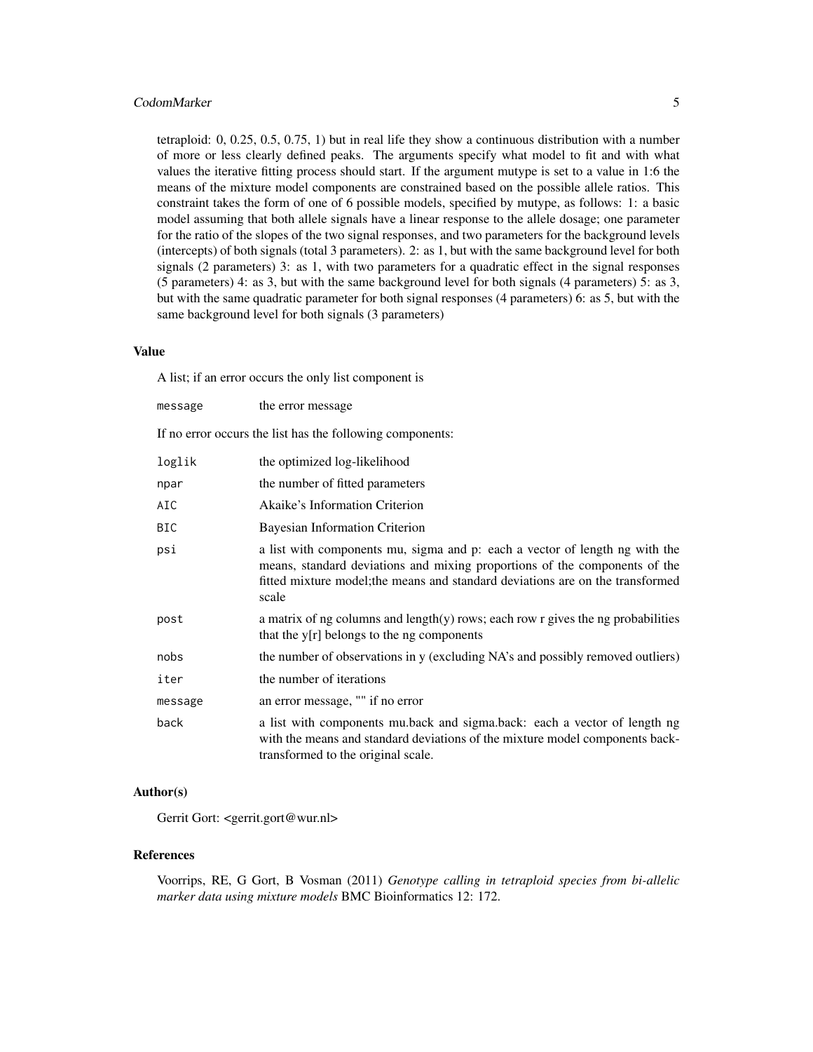tetraploid: 0, 0.25, 0.5, 0.75, 1) but in real life they show a continuous distribution with a number of more or less clearly defined peaks. The arguments specify what model to fit and with what values the iterative fitting process should start. If the argument mutype is set to a value in 1:6 the means of the mixture model components are constrained based on the possible allele ratios. This constraint takes the form of one of 6 possible models, specified by mutype, as follows: 1: a basic model assuming that both allele signals have a linear response to the allele dosage; one parameter for the ratio of the slopes of the two signal responses, and two parameters for the background levels (intercepts) of both signals (total 3 parameters). 2: as 1, but with the same background level for both signals (2 parameters) 3: as 1, with two parameters for a quadratic effect in the signal responses (5 parameters) 4: as 3, but with the same background level for both signals (4 parameters) 5: as 3, but with the same quadratic parameter for both signal responses (4 parameters) 6: as 5, but with the same background level for both signals (3 parameters)

### Value

A list; if an error occurs the only list component is

| | |
|---|---|
| `message` | the error message |

If no error occurs the list has the following components:

| | |
|---|---|
| `loglik` | the optimized log-likelihood |
| `npar` | the number of fitted parameters |
| `AIC` | Akaike's Information Criterion |
| `BIC` | Bayesian Information Criterion |
| `psi` | a list with components mu, sigma and p: each a vector of length ng with the means, standard deviations and mixing proportions of the components of the fitted mixture model;the means and standard deviations are on the transformed scale |
| `post` | a matrix of ng columns and length(y) rows; each row r gives the ng probabilities that the y[r] belongs to the ng components |
| `nobs` | the number of observations in y (excluding NA's and possibly removed outliers) |
| `iter` | the number of iterations |
| `message` | an error message, "" if no error |
| `back` | a list with components mu.back and sigma.back: each a vector of length ng with the means and standard deviations of the mixture model components back-transformed to the original scale. |

### Author(s)

Gerrit Gort: <gerrit.gort@wur.nl>

### References

Voorrips, RE, G Gort, B Vosman (2011) *Genotype calling in tetraploid species from bi-allelic marker data using mixture models* BMC Bioinformatics 12: 172.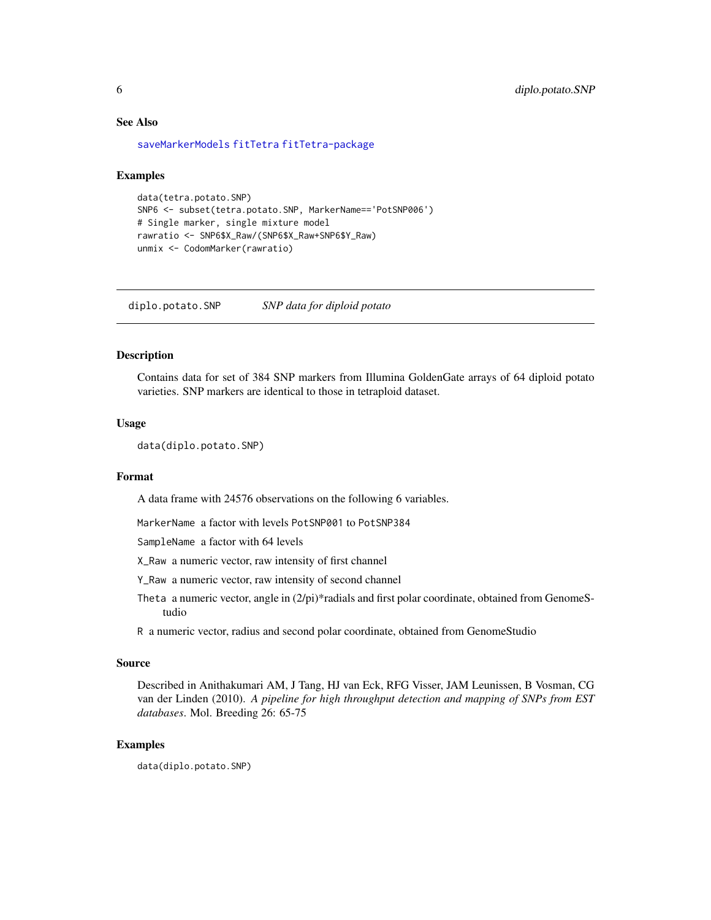### See Also

saveMarkerModels fitTetra fitTetra-package

### Examples

```
data(tetra.potato.SNP)
SNP6 <- subset(tetra.potato.SNP, MarkerName=='PotSNP006')
# Single marker, single mixture model
rawratio <- SNP6$X_Raw/(SNP6$X_Raw+SNP6$Y_Raw)
unmix <- CodomMarker(rawratio)
```

---

## diplo.potato.SNP    *SNP data for diploid potato*

---

### Description

Contains data for set of 384 SNP markers from Illumina GoldenGate arrays of 64 diploid potato varieties. SNP markers are identical to those in tetraploid dataset.

### Usage

```
data(diplo.potato.SNP)
```

### Format

A data frame with 24576 observations on the following 6 variables.

- `MarkerName` a factor with levels `PotSNP001` to `PotSNP384`
- `SampleName` a factor with 64 levels
- `X_Raw` a numeric vector, raw intensity of first channel
- `Y_Raw` a numeric vector, raw intensity of second channel
- `Theta` a numeric vector, angle in (2/pi)*radials and first polar coordinate, obtained from GenomeStudio
- `R` a numeric vector, radius and second polar coordinate, obtained from GenomeStudio

### Source

Described in Anithakumari AM, J Tang, HJ van Eck, RFG Visser, JAM Leunissen, B Vosman, CG van der Linden (2010). *A pipeline for high throughput detection and mapping of SNPs from EST databases*. Mol. Breeding 26: 65-75

### Examples

```
data(diplo.potato.SNP)
```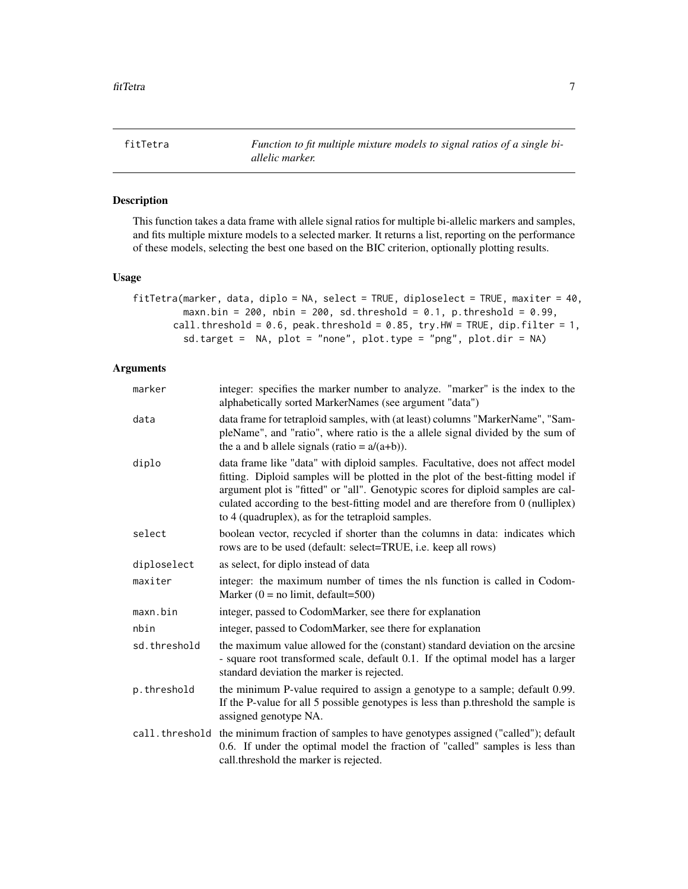`fitTetra` — *Function to fit multiple mixture models to signal ratios of a single bi-allelic marker.*

## Description

This function takes a data frame with allele signal ratios for multiple bi-allelic markers and samples, and fits multiple mixture models to a selected marker. It returns a list, reporting on the performance of these models, selecting the best one based on the BIC criterion, optionally plotting results.

## Usage

```
fitTetra(marker, data, diplo = NA, select = TRUE, diploselect = TRUE, maxiter = 40,
         maxn.bin = 200, nbin = 200, sd.threshold = 0.1, p.threshold = 0.99,
       call.threshold = 0.6, peak.threshold = 0.85, try.HW = TRUE, dip.filter = 1,
         sd.target =  NA, plot = "none", plot.type = "png", plot.dir = NA)
```

## Arguments

| Argument | Description |
|---|---|
| `marker` | integer: specifies the marker number to analyze. "marker" is the index to the alphabetically sorted MarkerNames (see argument "data") |
| `data` | data frame for tetraploid samples, with (at least) columns "MarkerName", "SampleName", and "ratio", where ratio is the a allele signal divided by the sum of the a and b allele signals (ratio = a/(a+b)). |
| `diplo` | data frame like "data" with diploid samples. Facultative, does not affect model fitting. Diploid samples will be plotted in the plot of the best-fitting model if argument plot is "fitted" or "all". Genotypic scores for diploid samples are calculated according to the best-fitting model and are therefore from 0 (nulliplex) to 4 (quadruplex), as for the tetraploid samples. |
| `select` | boolean vector, recycled if shorter than the columns in data: indicates which rows are to be used (default: select=TRUE, i.e. keep all rows) |
| `diploselect` | as select, for diplo instead of data |
| `maxiter` | integer: the maximum number of times the nls function is called in CodomMarker (0 = no limit, default=500) |
| `maxn.bin` | integer, passed to CodomMarker, see there for explanation |
| `nbin` | integer, passed to CodomMarker, see there for explanation |
| `sd.threshold` | the maximum value allowed for the (constant) standard deviation on the arcsine - square root transformed scale, default 0.1. If the optimal model has a larger standard deviation the marker is rejected. |
| `p.threshold` | the minimum P-value required to assign a genotype to a sample; default 0.99. If the P-value for all 5 possible genotypes is less than p.threshold the sample is assigned genotype NA. |
| `call.threshold` | the minimum fraction of samples to have genotypes assigned ("called"); default 0.6. If under the optimal model the fraction of "called" samples is less than call.threshold the marker is rejected. |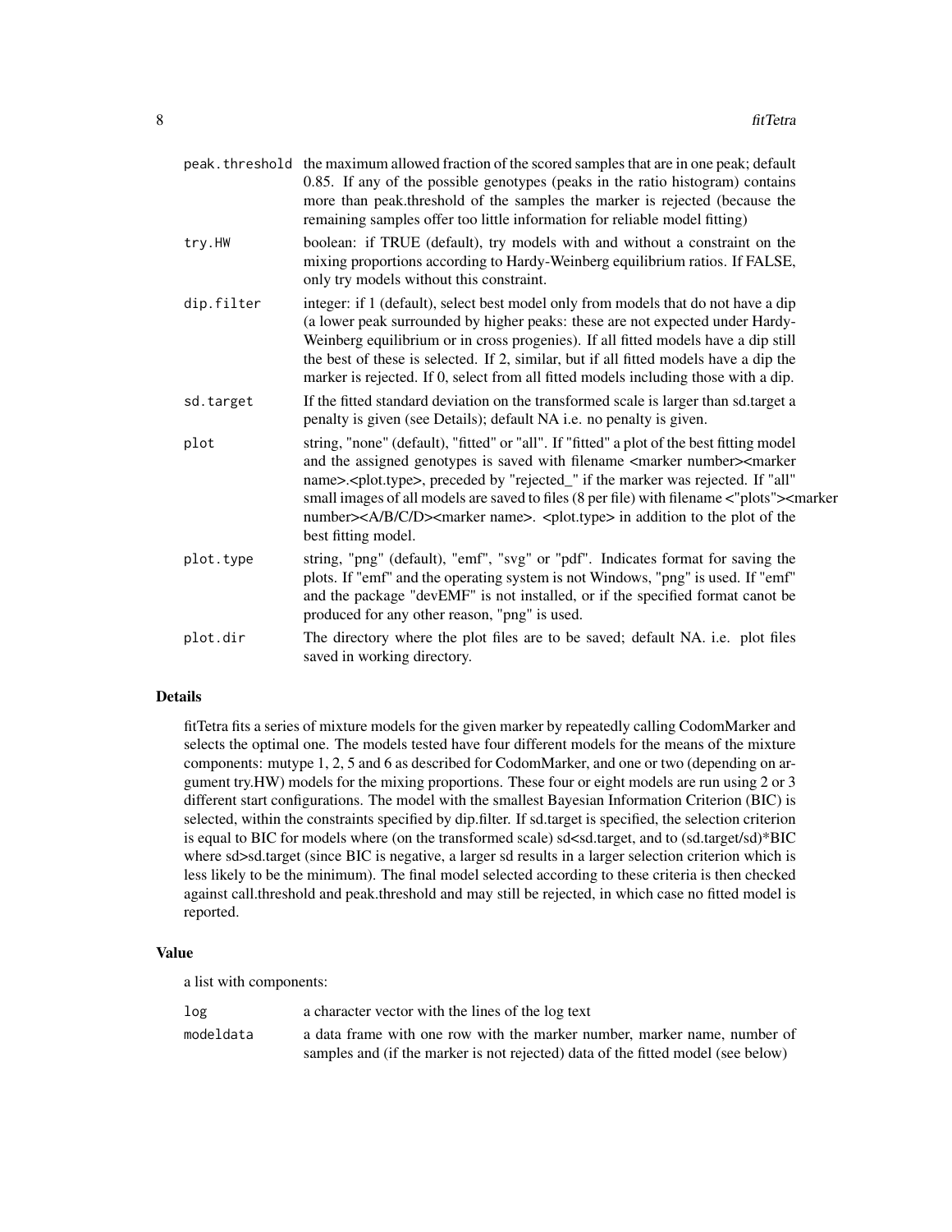| | |
|---|---|
| `peak.threshold` | the maximum allowed fraction of the scored samples that are in one peak; default 0.85. If any of the possible genotypes (peaks in the ratio histogram) contains more than peak.threshold of the samples the marker is rejected (because the remaining samples offer too little information for reliable model fitting) |
| `try.HW` | boolean: if TRUE (default), try models with and without a constraint on the mixing proportions according to Hardy-Weinberg equilibrium ratios. If FALSE, only try models without this constraint. |
| `dip.filter` | integer: if 1 (default), select best model only from models that do not have a dip (a lower peak surrounded by higher peaks: these are not expected under Hardy-Weinberg equilibrium or in cross progenies). If all fitted models have a dip still the best of these is selected. If 2, similar, but if all fitted models have a dip the marker is rejected. If 0, select from all fitted models including those with a dip. |
| `sd.target` | If the fitted standard deviation on the transformed scale is larger than sd.target a penalty is given (see Details); default NA i.e. no penalty is given. |
| `plot` | string, "none" (default), "fitted" or "all". If "fitted" a plot of the best fitting model and the assigned genotypes is saved with filename <marker number><marker name>.<plot.type>, preceded by "rejected_" if the marker was rejected. If "all" small images of all models are saved to files (8 per file) with filename <"plots"><marker number><A/B/C/D><marker name>. <plot.type> in addition to the plot of the best fitting model. |
| `plot.type` | string, "png" (default), "emf", "svg" or "pdf". Indicates format for saving the plots. If "emf" and the operating system is not Windows, "png" is used. If "emf" and the package "devEMF" is not installed, or if the specified format canot be produced for any other reason, "png" is used. |
| `plot.dir` | The directory where the plot files are to be saved; default NA. i.e. plot files saved in working directory. |

## Details

fitTetra fits a series of mixture models for the given marker by repeatedly calling CodomMarker and selects the optimal one. The models tested have four different models for the means of the mixture components: mutype 1, 2, 5 and 6 as described for CodomMarker, and one or two (depending on argument try.HW) models for the mixing proportions. These four or eight models are run using 2 or 3 different start configurations. The model with the smallest Bayesian Information Criterion (BIC) is selected, within the constraints specified by dip.filter. If sd.target is specified, the selection criterion is equal to BIC for models where (on the transformed scale) sd<sd.target, and to (sd.target/sd)*BIC where sd>sd.target (since BIC is negative, a larger sd results in a larger selection criterion which is less likely to be the minimum). The final model selected according to these criteria is then checked against call.threshold and peak.threshold and may still be rejected, in which case no fitted model is reported.

## Value

a list with components:

| | |
|---|---|
| `log` | a character vector with the lines of the log text |
| `modeldata` | a data frame with one row with the marker number, marker name, number of samples and (if the marker is not rejected) data of the fitted model (see below) |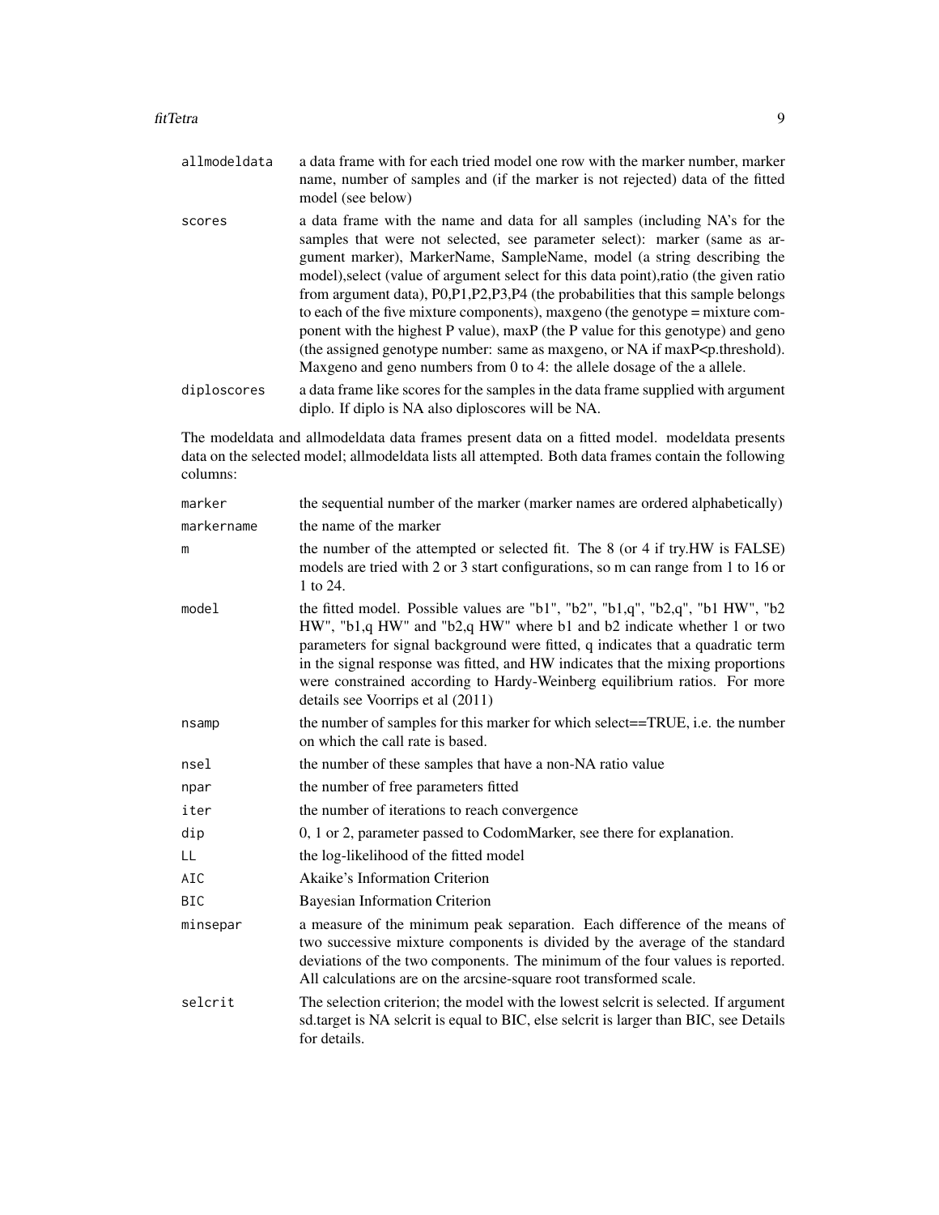| | |
|---|---|
| `allmodeldata` | a data frame with for each tried model one row with the marker number, marker name, number of samples and (if the marker is not rejected) data of the fitted model (see below) |
| `scores` | a data frame with the name and data for all samples (including NA's for the samples that were not selected, see parameter select): marker (same as argument marker), MarkerName, SampleName, model (a string describing the model),select (value of argument select for this data point),ratio (the given ratio from argument data), P0,P1,P2,P3,P4 (the probabilities that this sample belongs to each of the five mixture components), maxgeno (the genotype = mixture component with the highest P value), maxP (the P value for this genotype) and geno (the assigned genotype number: same as maxgeno, or NA if maxP<p.threshold). Maxgeno and geno numbers from 0 to 4: the allele dosage of the a allele. |
| `diploscores` | a data frame like scores for the samples in the data frame supplied with argument diplo. If diplo is NA also diploscores will be NA. |

The modeldata and allmodeldata data frames present data on a fitted model. modeldata presents data on the selected model; allmodeldata lists all attempted. Both data frames contain the following columns:

| | |
|---|---|
| `marker` | the sequential number of the marker (marker names are ordered alphabetically) |
| `markername` | the name of the marker |
| `m` | the number of the attempted or selected fit. The 8 (or 4 if try.HW is FALSE) models are tried with 2 or 3 start configurations, so m can range from 1 to 16 or 1 to 24. |
| `model` | the fitted model. Possible values are "b1", "b2", "b1,q", "b2,q", "b1 HW", "b2 HW", "b1,q HW" and "b2,q HW" where b1 and b2 indicate whether 1 or two parameters for signal background were fitted, q indicates that a quadratic term in the signal response was fitted, and HW indicates that the mixing proportions were constrained according to Hardy-Weinberg equilibrium ratios. For more details see Voorrips et al (2011) |
| `nsamp` | the number of samples for this marker for which select==TRUE, i.e. the number on which the call rate is based. |
| `nsel` | the number of these samples that have a non-NA ratio value |
| `npar` | the number of free parameters fitted |
| `iter` | the number of iterations to reach convergence |
| `dip` | 0, 1 or 2, parameter passed to CodomMarker, see there for explanation. |
| `LL` | the log-likelihood of the fitted model |
| `AIC` | Akaike's Information Criterion |
| `BIC` | Bayesian Information Criterion |
| `minsepar` | a measure of the minimum peak separation. Each difference of the means of two successive mixture components is divided by the average of the standard deviations of the two components. The minimum of the four values is reported. All calculations are on the arcsine-square root transformed scale. |
| `selcrit` | The selection criterion; the model with the lowest selcrit is selected. If argument sd.target is NA selcrit is equal to BIC, else selcrit is larger than BIC, see Details for details. |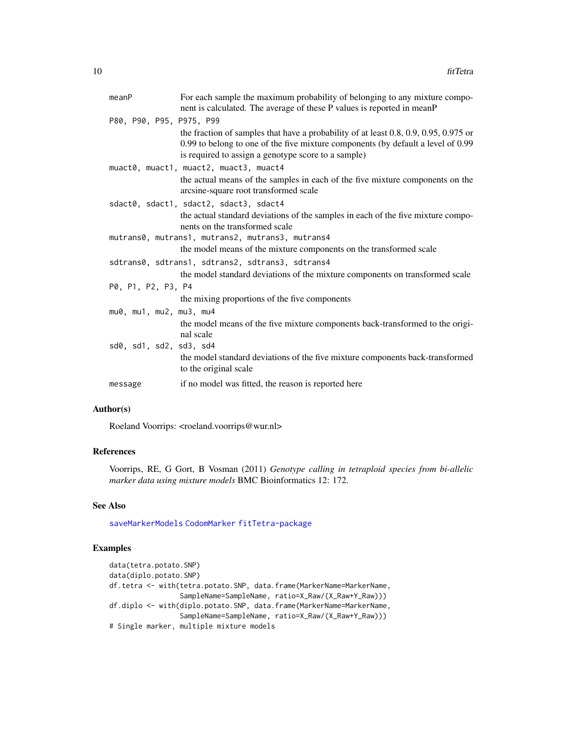meanP
: For each sample the maximum probability of belonging to any mixture component is calculated. The average of these P values is reported in meanP

P80, P90, P95, P975, P99
: the fraction of samples that have a probability of at least 0.8, 0.9, 0.95, 0.975 or 0.99 to belong to one of the five mixture components (by default a level of 0.99 is required to assign a genotype score to a sample)

muact0, muact1, muact2, muact3, muact4
: the actual means of the samples in each of the five mixture components on the arcsine-square root transformed scale

sdact0, sdact1, sdact2, sdact3, sdact4
: the actual standard deviations of the samples in each of the five mixture components on the transformed scale

mutrans0, mutrans1, mutrans2, mutrans3, mutrans4
: the model means of the mixture components on the transformed scale

sdtrans0, sdtrans1, sdtrans2, sdtrans3, sdtrans4
: the model standard deviations of the mixture components on transformed scale

P0, P1, P2, P3, P4
: the mixing proportions of the five components

mu0, mu1, mu2, mu3, mu4
: the model means of the five mixture components back-transformed to the original scale

sd0, sd1, sd2, sd3, sd4
: the model standard deviations of the five mixture components back-transformed to the original scale

message
: if no model was fitted, the reason is reported here

## Author(s)

Roeland Voorrips: <roeland.voorrips@wur.nl>

## References

Voorrips, RE, G Gort, B Vosman (2011) *Genotype calling in tetraploid species from bi-allelic marker data using mixture models* BMC Bioinformatics 12: 172.

## See Also

saveMarkerModels CodomMarker fitTetra-package

## Examples

```
data(tetra.potato.SNP)
data(diplo.potato.SNP)
df.tetra <- with(tetra.potato.SNP, data.frame(MarkerName=MarkerName,
                 SampleName=SampleName, ratio=X_Raw/(X_Raw+Y_Raw)))
df.diplo <- with(diplo.potato.SNP, data.frame(MarkerName=MarkerName,
                 SampleName=SampleName, ratio=X_Raw/(X_Raw+Y_Raw)))
# Single marker, multiple mixture models
```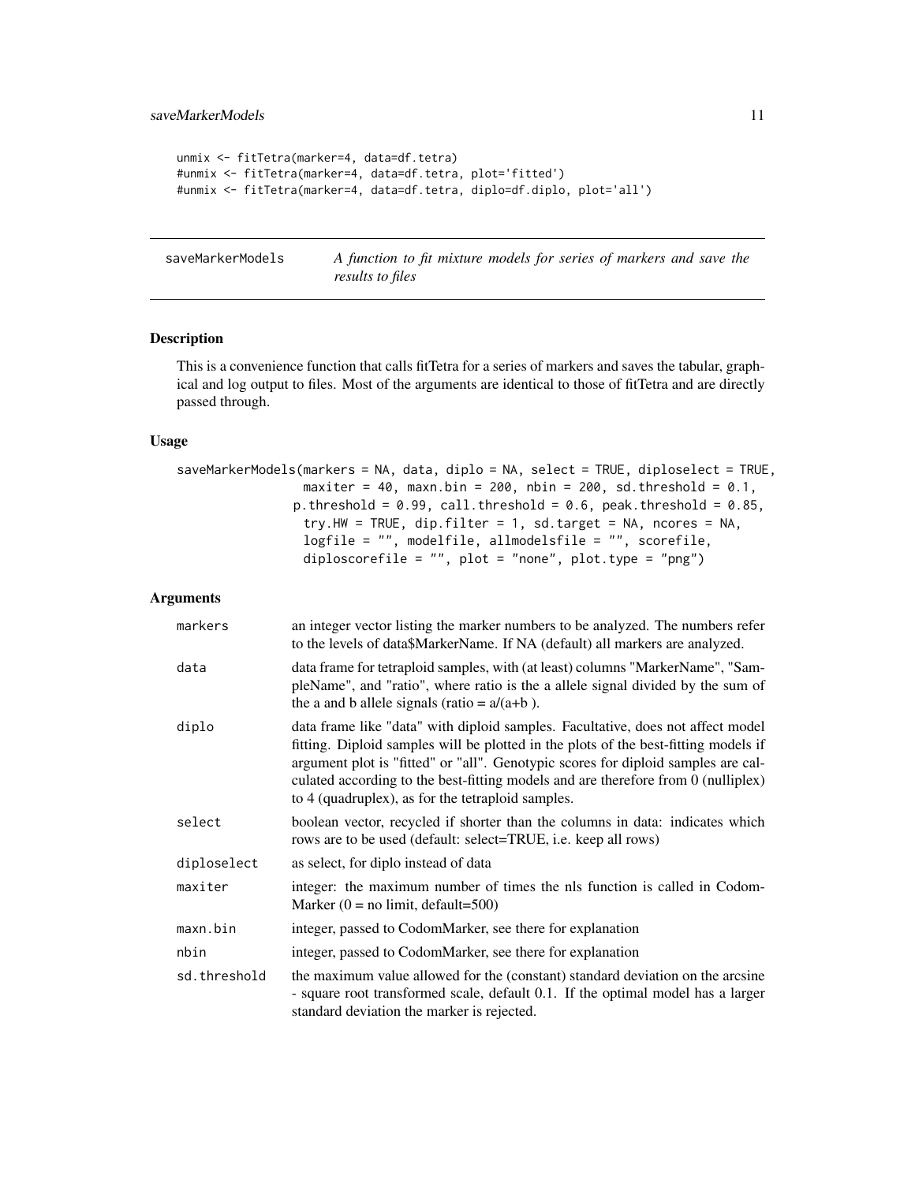```
unmix <- fitTetra(marker=4, data=df.tetra)
#unmix <- fitTetra(marker=4, data=df.tetra, plot='fitted')
#unmix <- fitTetra(marker=4, data=df.tetra, diplo=df.diplo, plot='all')
```

## saveMarkerModels — *A function to fit mixture models for series of markers and save the results to files*

### Description

This is a convenience function that calls fitTetra for a series of markers and saves the tabular, graphical and log output to files. Most of the arguments are identical to those of fitTetra and are directly passed through.

### Usage

```
saveMarkerModels(markers = NA, data, diplo = NA, select = TRUE, diploselect = TRUE,
                 maxiter = 40, maxn.bin = 200, nbin = 200, sd.threshold = 0.1,
                p.threshold = 0.99, call.threshold = 0.6, peak.threshold = 0.85,
                 try.HW = TRUE, dip.filter = 1, sd.target = NA, ncores = NA,
                 logfile = "", modelfile, allmodelsfile = "", scorefile,
                 diploscorefile = "", plot = "none", plot.type = "png")
```

### Arguments

| Argument | Description |
|---|---|
| `markers` | an integer vector listing the marker numbers to be analyzed. The numbers refer to the levels of data$MarkerName. If NA (default) all markers are analyzed. |
| `data` | data frame for tetraploid samples, with (at least) columns "MarkerName", "SampleName", and "ratio", where ratio is the a allele signal divided by the sum of the a and b allele signals (ratio = a/(a+b ). |
| `diplo` | data frame like "data" with diploid samples. Facultative, does not affect model fitting. Diploid samples will be plotted in the plots of the best-fitting models if argument plot is "fitted" or "all". Genotypic scores for diploid samples are calculated according to the best-fitting models and are therefore from 0 (nulliplex) to 4 (quadruplex), as for the tetraploid samples. |
| `select` | boolean vector, recycled if shorter than the columns in data: indicates which rows are to be used (default: select=TRUE, i.e. keep all rows) |
| `diploselect` | as select, for diplo instead of data |
| `maxiter` | integer: the maximum number of times the nls function is called in CodomMarker (0 = no limit, default=500) |
| `maxn.bin` | integer, passed to CodomMarker, see there for explanation |
| `nbin` | integer, passed to CodomMarker, see there for explanation |
| `sd.threshold` | the maximum value allowed for the (constant) standard deviation on the arcsine - square root transformed scale, default 0.1. If the optimal model has a larger standard deviation the marker is rejected. |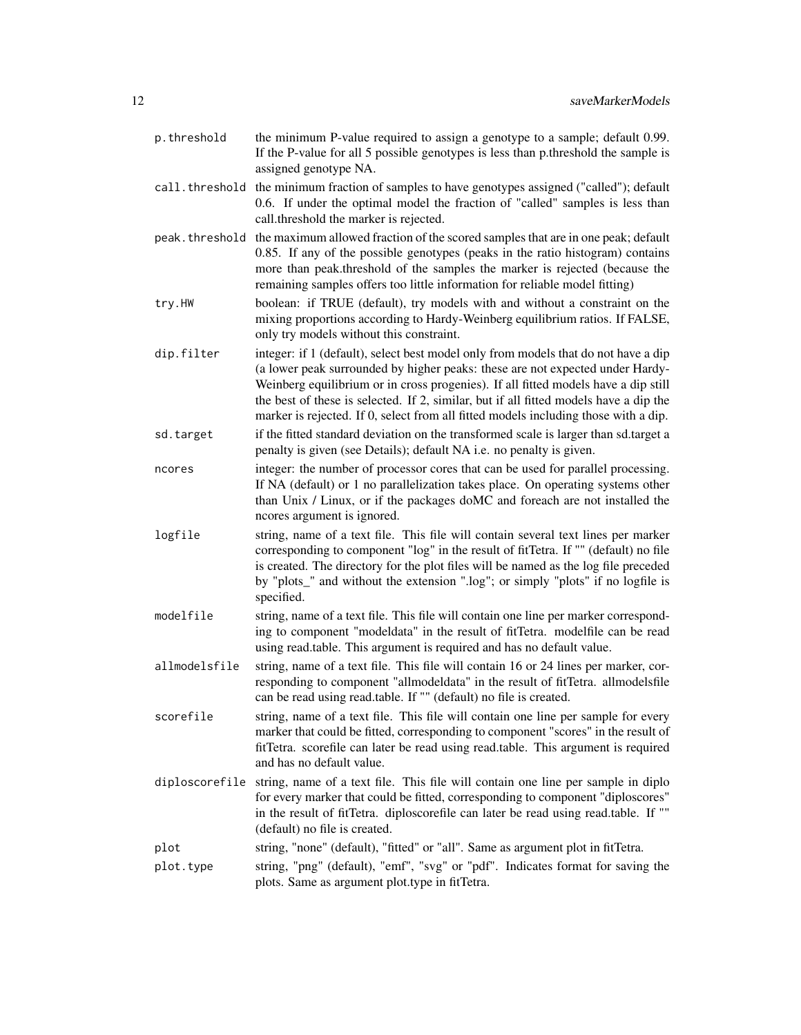| | |
|---|---|
| `p.threshold` | the minimum P-value required to assign a genotype to a sample; default 0.99. If the P-value for all 5 possible genotypes is less than p.threshold the sample is assigned genotype NA. |
| `call.threshold` | the minimum fraction of samples to have genotypes assigned ("called"); default 0.6. If under the optimal model the fraction of "called" samples is less than call.threshold the marker is rejected. |
| `peak.threshold` | the maximum allowed fraction of the scored samples that are in one peak; default 0.85. If any of the possible genotypes (peaks in the ratio histogram) contains more than peak.threshold of the samples the marker is rejected (because the remaining samples offers too little information for reliable model fitting) |
| `try.HW` | boolean: if TRUE (default), try models with and without a constraint on the mixing proportions according to Hardy-Weinberg equilibrium ratios. If FALSE, only try models without this constraint. |
| `dip.filter` | integer: if 1 (default), select best model only from models that do not have a dip (a lower peak surrounded by higher peaks: these are not expected under Hardy-Weinberg equilibrium or in cross progenies). If all fitted models have a dip still the best of these is selected. If 2, similar, but if all fitted models have a dip the marker is rejected. If 0, select from all fitted models including those with a dip. |
| `sd.target` | if the fitted standard deviation on the transformed scale is larger than sd.target a penalty is given (see Details); default NA i.e. no penalty is given. |
| `ncores` | integer: the number of processor cores that can be used for parallel processing. If NA (default) or 1 no parallelization takes place. On operating systems other than Unix / Linux, or if the packages doMC and foreach are not installed the ncores argument is ignored. |
| `logfile` | string, name of a text file. This file will contain several text lines per marker corresponding to component "log" in the result of fitTetra. If "" (default) no file is created. The directory for the plot files will be named as the log file preceded by "plots_" and without the extension ".log"; or simply "plots" if no logfile is specified. |
| `modelfile` | string, name of a text file. This file will contain one line per marker corresponding to component "modeldata" in the result of fitTetra. modelfile can be read using read.table. This argument is required and has no default value. |
| `allmodelsfile` | string, name of a text file. This file will contain 16 or 24 lines per marker, corresponding to component "allmodeldata" in the result of fitTetra. allmodelsfile can be read using read.table. If "" (default) no file is created. |
| `scorefile` | string, name of a text file. This file will contain one line per sample for every marker that could be fitted, corresponding to component "scores" in the result of fitTetra. scorefile can later be read using read.table. This argument is required and has no default value. |
| `diploscorefile` | string, name of a text file. This file will contain one line per sample in diplo for every marker that could be fitted, corresponding to component "diploscores" in the result of fitTetra. diploscorefile can later be read using read.table. If "" (default) no file is created. |
| `plot` | string, "none" (default), "fitted" or "all". Same as argument plot in fitTetra. |
| `plot.type` | string, "png" (default), "emf", "svg" or "pdf". Indicates format for saving the plots. Same as argument plot.type in fitTetra. |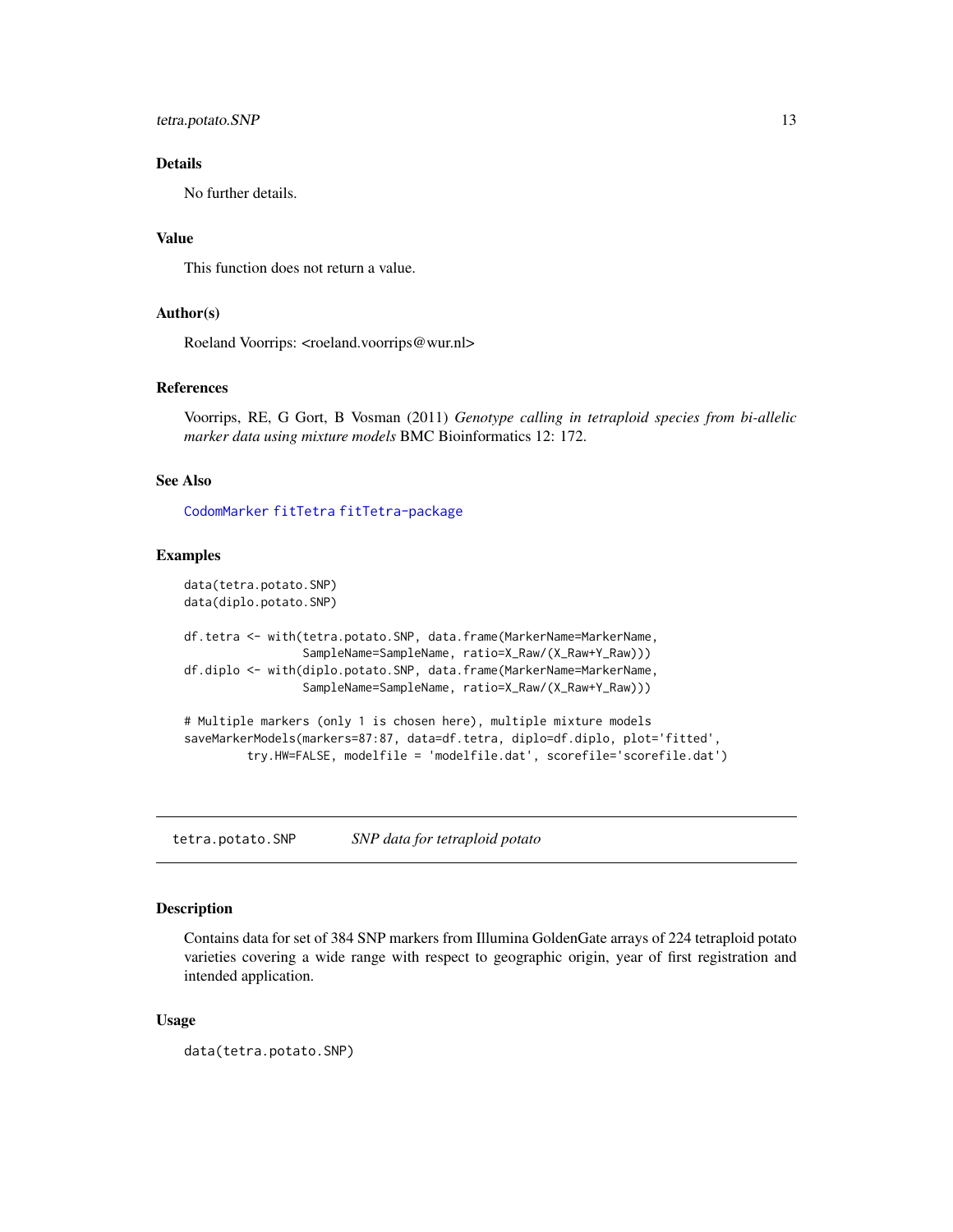### Details

No further details.

### Value

This function does not return a value.

### Author(s)

Roeland Voorrips: <roeland.voorrips@wur.nl>

### References

Voorrips, RE, G Gort, B Vosman (2011) *Genotype calling in tetraploid species from bi-allelic marker data using mixture models* BMC Bioinformatics 12: 172.

### See Also

`CodomMarker` `fitTetra` `fitTetra-package`

### Examples

```
data(tetra.potato.SNP)
data(diplo.potato.SNP)

df.tetra <- with(tetra.potato.SNP, data.frame(MarkerName=MarkerName,
                 SampleName=SampleName, ratio=X_Raw/(X_Raw+Y_Raw)))
df.diplo <- with(diplo.potato.SNP, data.frame(MarkerName=MarkerName,
                 SampleName=SampleName, ratio=X_Raw/(X_Raw+Y_Raw)))

# Multiple markers (only 1 is chosen here), multiple mixture models
saveMarkerModels(markers=87:87, data=df.tetra, diplo=df.diplo, plot='fitted',
        try.HW=FALSE, modelfile = 'modelfile.dat', scorefile='scorefile.dat')
```

---

## tetra.potato.SNP *SNP data for tetraploid potato*

### Description

Contains data for set of 384 SNP markers from Illumina GoldenGate arrays of 224 tetraploid potato varieties covering a wide range with respect to geographic origin, year of first registration and intended application.

### Usage

```
data(tetra.potato.SNP)
```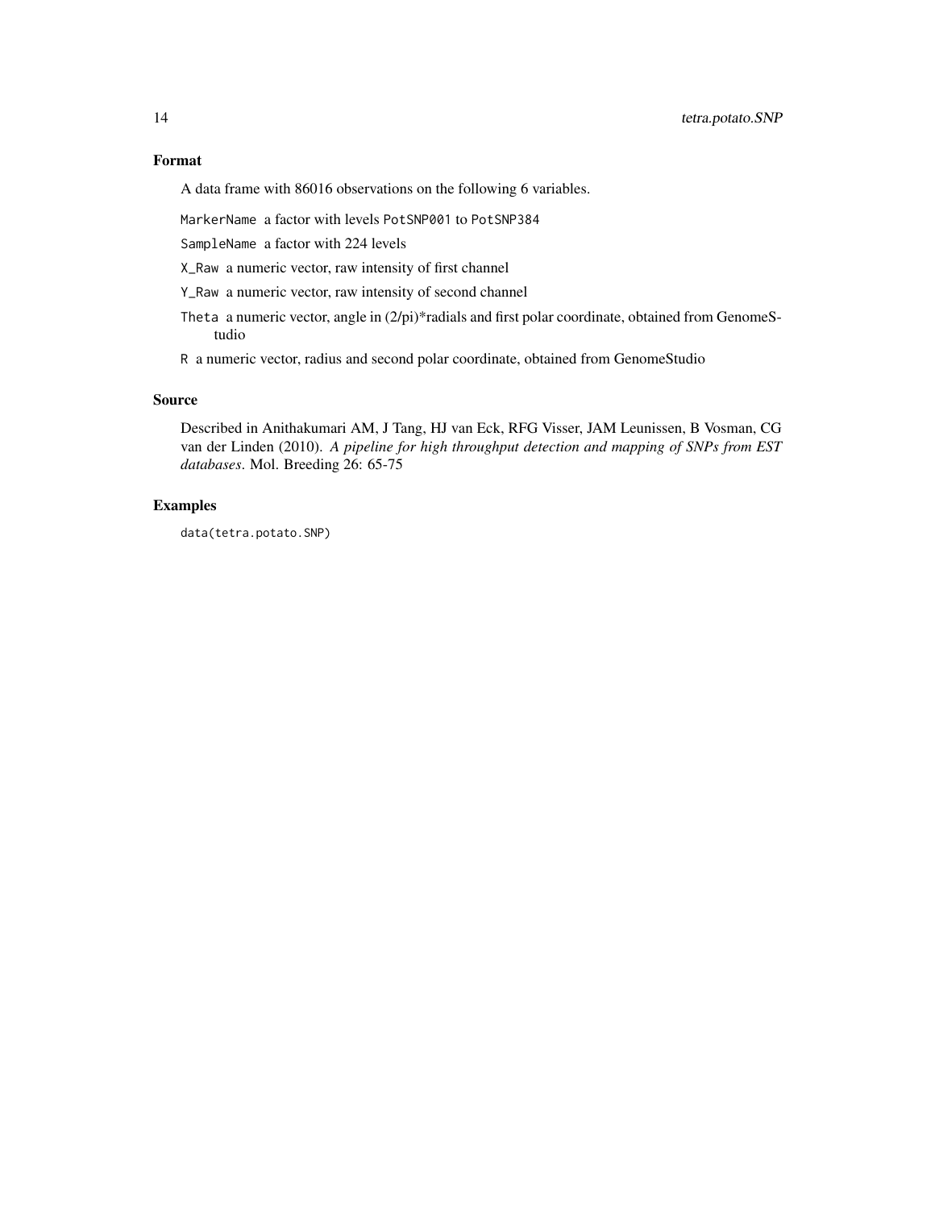## Format

A data frame with 86016 observations on the following 6 variables.

MarkerName a factor with levels PotSNP001 to PotSNP384

SampleName a factor with 224 levels

X_Raw a numeric vector, raw intensity of first channel

Y_Raw a numeric vector, raw intensity of second channel

Theta a numeric vector, angle in (2/pi)*radials and first polar coordinate, obtained from GenomeStudio

R a numeric vector, radius and second polar coordinate, obtained from GenomeStudio

## Source

Described in Anithakumari AM, J Tang, HJ van Eck, RFG Visser, JAM Leunissen, B Vosman, CG van der Linden (2010). *A pipeline for high throughput detection and mapping of SNPs from EST databases*. Mol. Breeding 26: 65-75

## Examples

```
data(tetra.potato.SNP)
```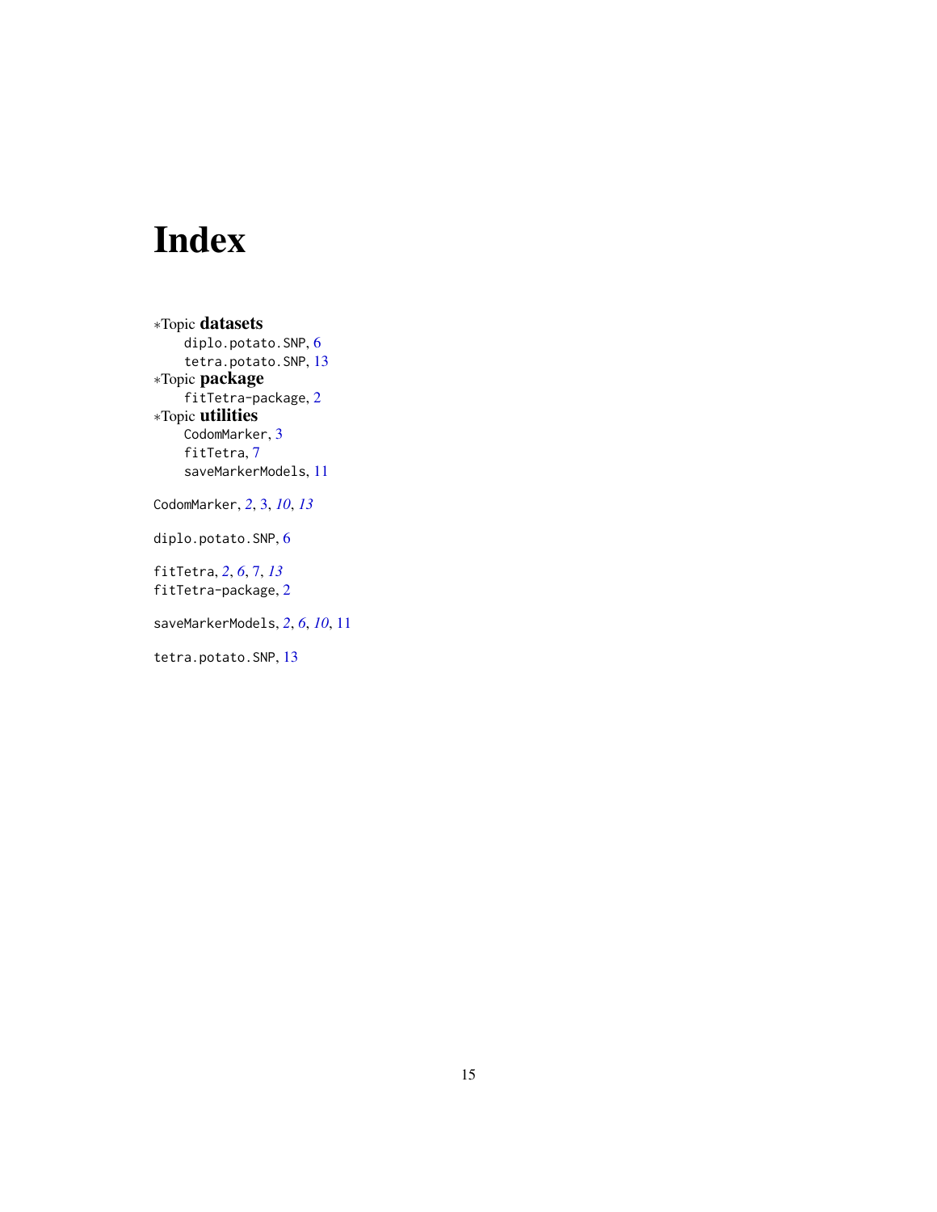# Index

*Topic **datasets**
    diplo.potato.SNP, 6
    tetra.potato.SNP, 13
*Topic **package**
    fitTetra-package, 2
*Topic **utilities**
    CodomMarker, 3
    fitTetra, 7
    saveMarkerModels, 11

CodomMarker, *2*, 3, *10*, *13*

diplo.potato.SNP, 6

fitTetra, *2*, *6*, 7, *13*
fitTetra-package, 2

saveMarkerModels, *2*, *6*, *10*, 11

tetra.potato.SNP, 13